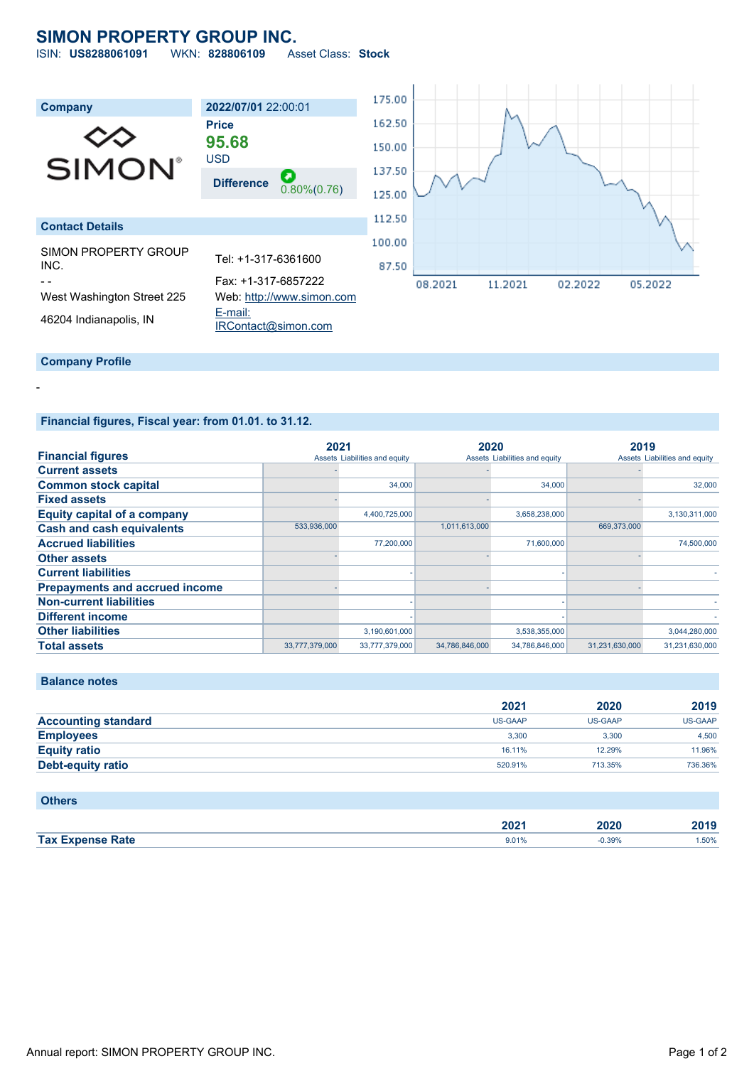# SIMON PROPERTY GROUP INC.

ISIN: **US8288061091** WKN: **828806109** Asset Class: **Stock**

**Company**

SIMON®

**2022/07/01** 22:00:01

**Price**

**95.68**

USD

**Difference** 0.80%(0.76)

175.00
162.50
150.00
137.50
125.00
112.50
100.00
87.50

08.2021 11.2021 02.2022 05.2022

**Contact Details**

SIMON PROPERTY GROUP INC.

- -

West Washington Street 225

46204 Indianapolis, IN

Tel: +1-317-6361600

Fax: +1-317-6857222

Web: http://www.simon.com

E-mail: IRContact@simon.com

## Company Profile

-

## Financial figures, Fiscal year: from 01.01. to 31.12.

| Financial figures | 2021 Assets | 2021 Liabilities and equity | 2020 Assets | 2020 Liabilities and equity | 2019 Assets | 2019 Liabilities and equity |
|---|---|---|---|---|---|---|
| **Current assets** | - | | - | | - | |
| **Common stock capital** | | 34,000 | | 34,000 | | 32,000 |
| **Fixed assets** | - | | - | | - | |
| **Equity capital of a company** | | 4,400,725,000 | | 3,658,238,000 | | 3,130,311,000 |
| **Cash and cash equivalents** | 533,936,000 | | 1,011,613,000 | | 669,373,000 | |
| **Accrued liabilities** | | 77,200,000 | | 71,600,000 | | 74,500,000 |
| **Other assets** | - | | - | | - | |
| **Current liabilities** | | - | | - | | - |
| **Prepayments and accrued income** | - | | - | | - | |
| **Non-current liabilities** | | - | | - | | - |
| **Different income** | | - | | - | | - |
| **Other liabilities** | | 3,190,601,000 | | 3,538,355,000 | | 3,044,280,000 |
| **Total assets** | 33,777,379,000 | 33,777,379,000 | 34,786,846,000 | 34,786,846,000 | 31,231,630,000 | 31,231,630,000 |

## Balance notes

| | 2021 | 2020 | 2019 |
|---|---|---|---|
| **Accounting standard** | US-GAAP | US-GAAP | US-GAAP |
| **Employees** | 3,300 | 3,300 | 4,500 |
| **Equity ratio** | 16.11% | 12.29% | 11.96% |
| **Debt-equity ratio** | 520.91% | 713.35% | 736.36% |

## Others

| | 2021 | 2020 | 2019 |
|---|---|---|---|
| **Tax Expense Rate** | 9.01% | -0.39% | 1.50% |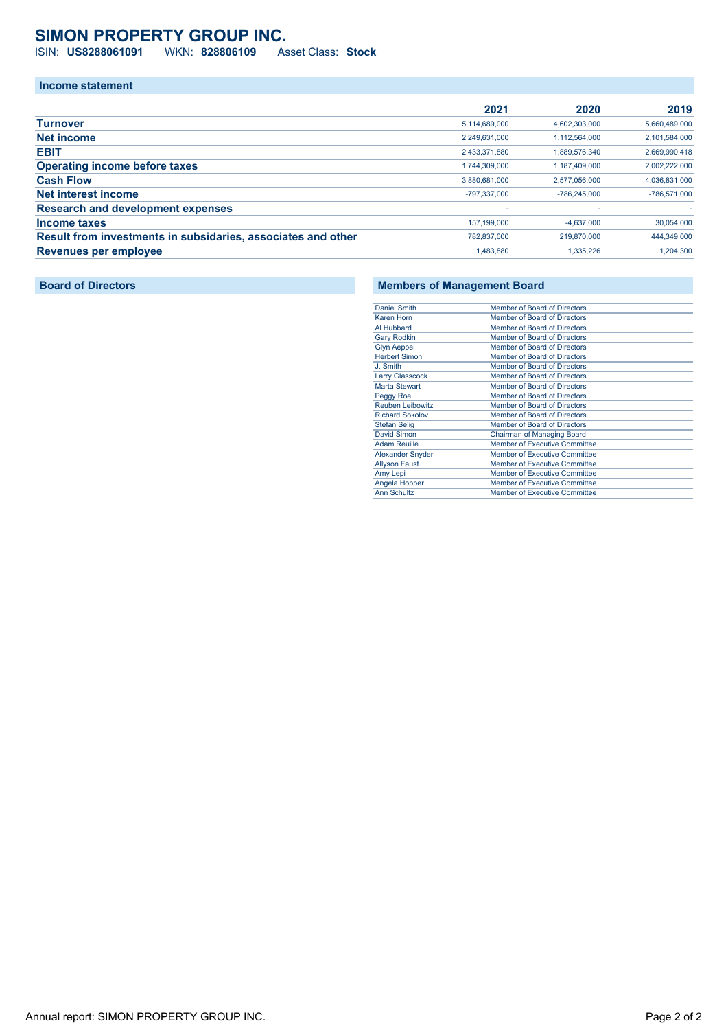# SIMON PROPERTY GROUP INC.

ISIN: **US8288061091** WKN: **828806109** Asset Class: **Stock**

## Income statement

| | 2021 | 2020 | 2019 |
|---|---|---|---|
| **Turnover** | 5,114,689,000 | 4,602,303,000 | 5,660,489,000 |
| **Net income** | 2,249,631,000 | 1,112,564,000 | 2,101,584,000 |
| **EBIT** | 2,433,371,880 | 1,889,576,340 | 2,669,990,418 |
| **Operating income before taxes** | 1,744,309,000 | 1,187,409,000 | 2,002,222,000 |
| **Cash Flow** | 3,880,681,000 | 2,577,056,000 | 4,036,831,000 |
| **Net interest income** | -797,337,000 | -786,245,000 | -786,571,000 |
| **Research and development expenses** | - | - | - |
| **Income taxes** | 157,199,000 | -4,637,000 | 30,054,000 |
| **Result from investments in subsidaries, associates and other** | 782,837,000 | 219,870,000 | 444,349,000 |
| **Revenues per employee** | 1,483,880 | 1,335,226 | 1,204,300 |

## Board of Directors

## Members of Management Board

| | |
|---|---|
| Daniel Smith | Member of Board of Directors |
| Karen Horn | Member of Board of Directors |
| Al Hubbard | Member of Board of Directors |
| Gary Rodkin | Member of Board of Directors |
| Glyn Aeppel | Member of Board of Directors |
| Herbert Simon | Member of Board of Directors |
| J. Smith | Member of Board of Directors |
| Larry Glasscock | Member of Board of Directors |
| Marta Stewart | Member of Board of Directors |
| Peggy Roe | Member of Board of Directors |
| Reuben Leibowitz | Member of Board of Directors |
| Richard Sokolov | Member of Board of Directors |
| Stefan Selig | Member of Board of Directors |
| David Simon | Chairman of Managing Board |
| Adam Reuille | Member of Executive Committee |
| Alexander Snyder | Member of Executive Committee |
| Allyson Faust | Member of Executive Committee |
| Amy Lepi | Member of Executive Committee |
| Angela Hopper | Member of Executive Committee |
| Ann Schultz | Member of Executive Committee |

Annual report: SIMON PROPERTY GROUP INC.